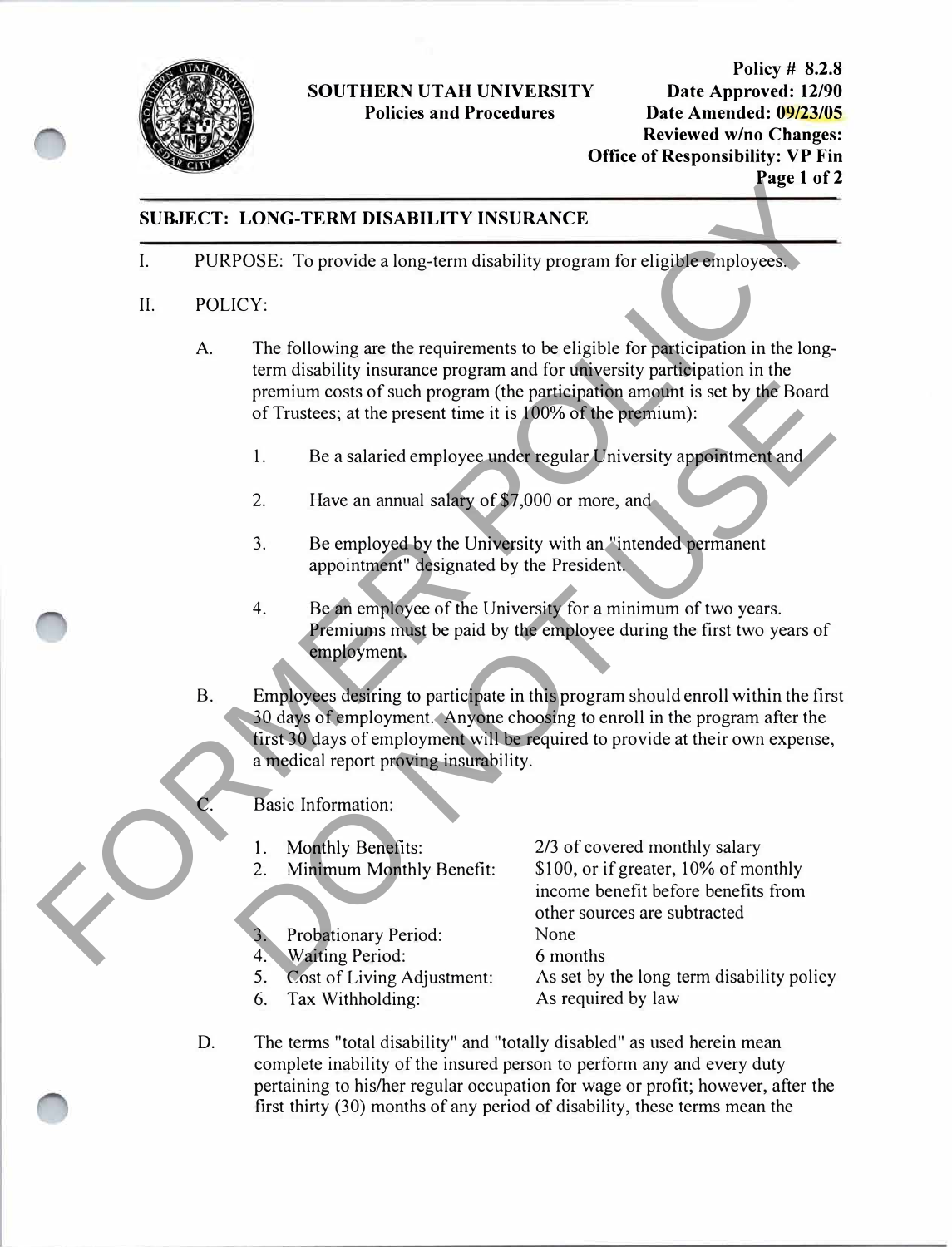**SOUTHERN UTAH UNIVERSITY**
**Policies and Procedures**

**Policy # 8.2.8**
**Date Approved: 12/90**
**Date Amended: 09/23/05**
**Reviewed w/no Changes:**
**Office of Responsibility: VP Fin**

FORMER POLICY DO NOT USE

## SUBJECT: LONG-TERM DISABILITY INSURANCE

I. PURPOSE: To provide a long-term disability program for eligible employees.

II. POLICY:

A. The following are the requirements to be eligible for participation in the long-term disability insurance program and for university participation in the premium costs of such program (the participation amount is set by the Board of Trustees; at the present time it is 100% of the premium):

1. Be a salaried employee under regular University appointment and

2. Have an annual salary of $7,000 or more, and

3. Be employed by the University with an "intended permanent appointment" designated by the President.

4. Be an employee of the University for a minimum of two years. Premiums must be paid by the employee during the first two years of employment.

B. Employees desiring to participate in this program should enroll within the first 30 days of employment. Anyone choosing to enroll in the program after the first 30 days of employment will be required to provide at their own expense, a medical report proving insurability.

C. Basic Information:

| | |
|---|---|
| 1. Monthly Benefits: | 2/3 of covered monthly salary |
| 2. Minimum Monthly Benefit: | $100, or if greater, 10% of monthly income benefit before benefits from other sources are subtracted |
| 3. Probationary Period: | None |
| 4. Waiting Period: | 6 months |
| 5. Cost of Living Adjustment: | As set by the long term disability policy |
| 6. Tax Withholding: | As required by law |

D. The terms "total disability" and "totally disabled" as used herein mean complete inability of the insured person to perform any and every duty pertaining to his/her regular occupation for wage or profit; however, after the first thirty (30) months of any period of disability, these terms mean the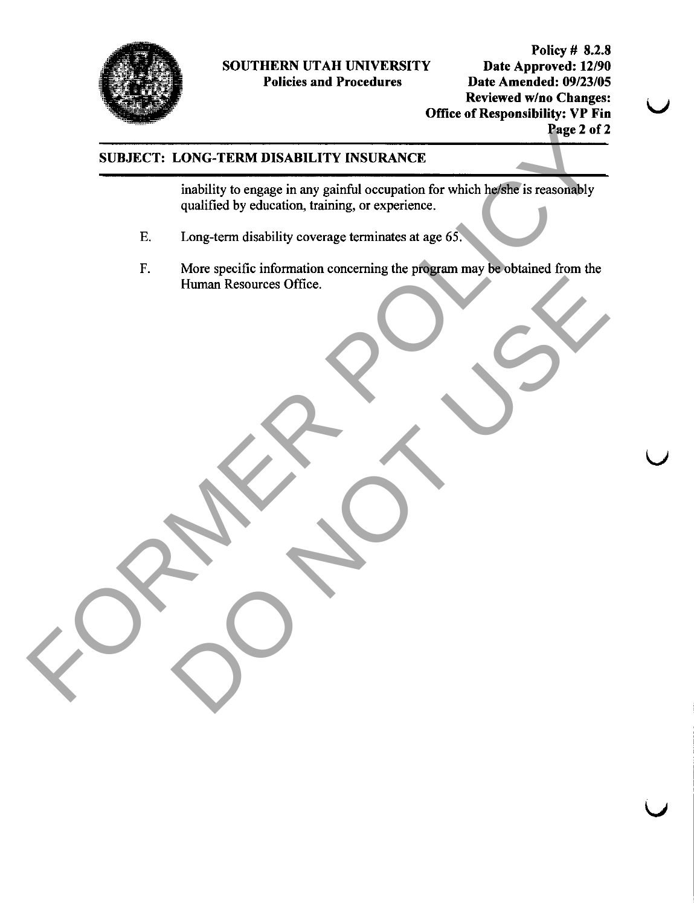**SOUTHERN UTAH UNIVERSITY**
**Policies and Procedures**

**Policy # 8.2.8**
**Date Approved: 12/90**
**Date Amended: 09/23/05**
**Reviewed w/no Changes:**
**Office of Responsibility: VP Fin**

**SUBJECT: LONG-TERM DISABILITY INSURANCE**

inability to engage in any gainful occupation for which he/she is reasonably qualified by education, training, or experience.

E. Long-term disability coverage terminates at age 65.

F. More specific information concerning the program may be obtained from the Human Resources Office.

FORMER POLICY
DO NOT USE